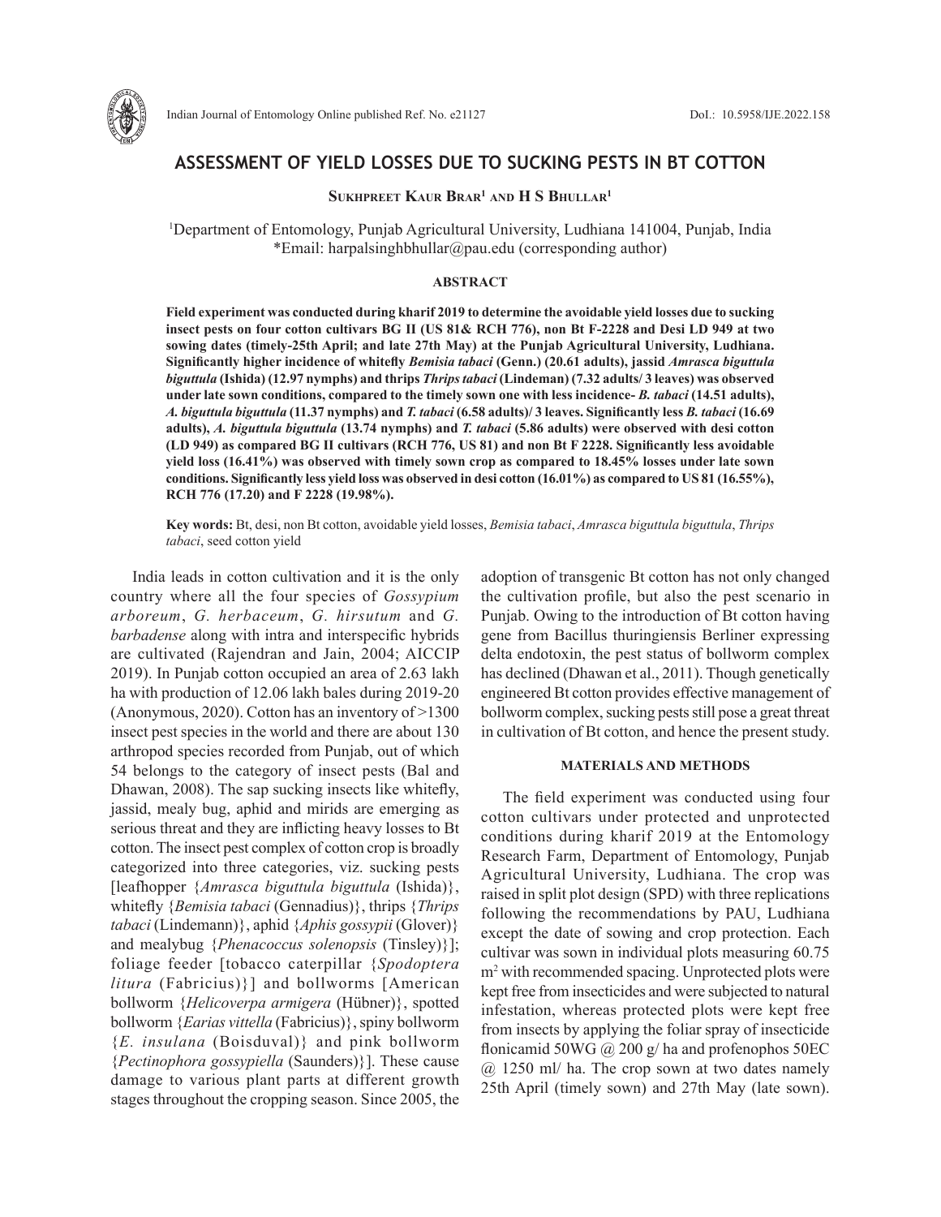# ASSESSMENT OF YIELD LOSSES DUE TO SUCKING PESTS IN BT COTTON

**Sukhpreet Kaur Brar[1] and H S Bhullar[1]**

[1]Department of Entomology, Punjab Agricultural University, Ludhiana 141004, Punjab, India
*Email: harpalsinghbhullar@pau.edu (corresponding author)

## ABSTRACT

**Field experiment was conducted during kharif 2019 to determine the avoidable yield losses due to sucking insect pests on four cotton cultivars BG II (US 81& RCH 776), non Bt F-2228 and Desi LD 949 at two sowing dates (timely-25th April; and late 27th May) at the Punjab Agricultural University, Ludhiana. Significantly higher incidence of whitefly *Bemisia tabaci* (Genn.) (20.61 adults), jassid *Amrasca biguttula biguttula* (Ishida) (12.97 nymphs) and thrips *Thrips tabaci* (Lindeman) (7.32 adults/ 3 leaves) was observed under late sown conditions, compared to the timely sown one with less incidence- *B. tabaci* (14.51 adults), *A. biguttula biguttula* (11.37 nymphs) and *T. tabaci* (6.58 adults)/ 3 leaves. Significantly less *B. tabaci* (16.69 adults), *A. biguttula biguttula* (13.74 nymphs) and *T. tabaci* (5.86 adults) were observed with desi cotton (LD 949) as compared BG II cultivars (RCH 776, US 81) and non Bt F 2228. Significantly less avoidable yield loss (16.41%) was observed with timely sown crop as compared to 18.45% losses under late sown conditions. Significantly less yield loss was observed in desi cotton (16.01%) as compared to US 81 (16.55%), RCH 776 (17.20) and F 2228 (19.98%).**

**Key words:** Bt, desi, non Bt cotton, avoidable yield losses, *Bemisia tabaci*, *Amrasca biguttula biguttula*, *Thrips tabaci*, seed cotton yield

India leads in cotton cultivation and it is the only country where all the four species of *Gossypium arboreum*, *G. herbaceum*, *G. hirsutum* and *G. barbadense* along with intra and interspecific hybrids are cultivated (Rajendran and Jain, 2004; AICCIP 2019). In Punjab cotton occupied an area of 2.63 lakh ha with production of 12.06 lakh bales during 2019-20 (Anonymous, 2020). Cotton has an inventory of >1300 insect pest species in the world and there are about 130 arthropod species recorded from Punjab, out of which 54 belongs to the category of insect pests (Bal and Dhawan, 2008). The sap sucking insects like whitefly, jassid, mealy bug, aphid and mirids are emerging as serious threat and they are inflicting heavy losses to Bt cotton. The insect pest complex of cotton crop is broadly categorized into three categories, viz. sucking pests [leafhopper {*Amrasca biguttula biguttula* (Ishida)}, whitefly {*Bemisia tabaci* (Gennadius)}, thrips {*Thrips tabaci* (Lindemann)}, aphid {*Aphis gossypii* (Glover)} and mealybug {*Phenacoccus solenopsis* (Tinsley)}]; foliage feeder [tobacco caterpillar {*Spodoptera litura* (Fabricius)}] and bollworms [American bollworm {*Helicoverpa armigera* (Hübner)}, spotted bollworm {*Earias vittella* (Fabricius)}, spiny bollworm {*E. insulana* (Boisduval)} and pink bollworm {*Pectinophora gossypiella* (Saunders)}]. These cause damage to various plant parts at different growth stages throughout the cropping season. Since 2005, the adoption of transgenic Bt cotton has not only changed the cultivation profile, but also the pest scenario in Punjab. Owing to the introduction of Bt cotton having gene from Bacillus thuringiensis Berliner expressing delta endotoxin, the pest status of bollworm complex has declined (Dhawan et al., 2011). Though genetically engineered Bt cotton provides effective management of bollworm complex, sucking pests still pose a great threat in cultivation of Bt cotton, and hence the present study.

## MATERIALS AND METHODS

The field experiment was conducted using four cotton cultivars under protected and unprotected conditions during kharif 2019 at the Entomology Research Farm, Department of Entomology, Punjab Agricultural University, Ludhiana. The crop was raised in split plot design (SPD) with three replications following the recommendations by PAU, Ludhiana except the date of sowing and crop protection. Each cultivar was sown in individual plots measuring 60.75 $m^2$ with recommended spacing. Unprotected plots were kept free from insecticides and were subjected to natural infestation, whereas protected plots were kept free from insects by applying the foliar spray of insecticide flonicamid 50WG @ 200 g/ ha and profenophos 50EC @ 1250 ml/ ha. The crop sown at two dates namely 25th April (timely sown) and 27th May (late sown).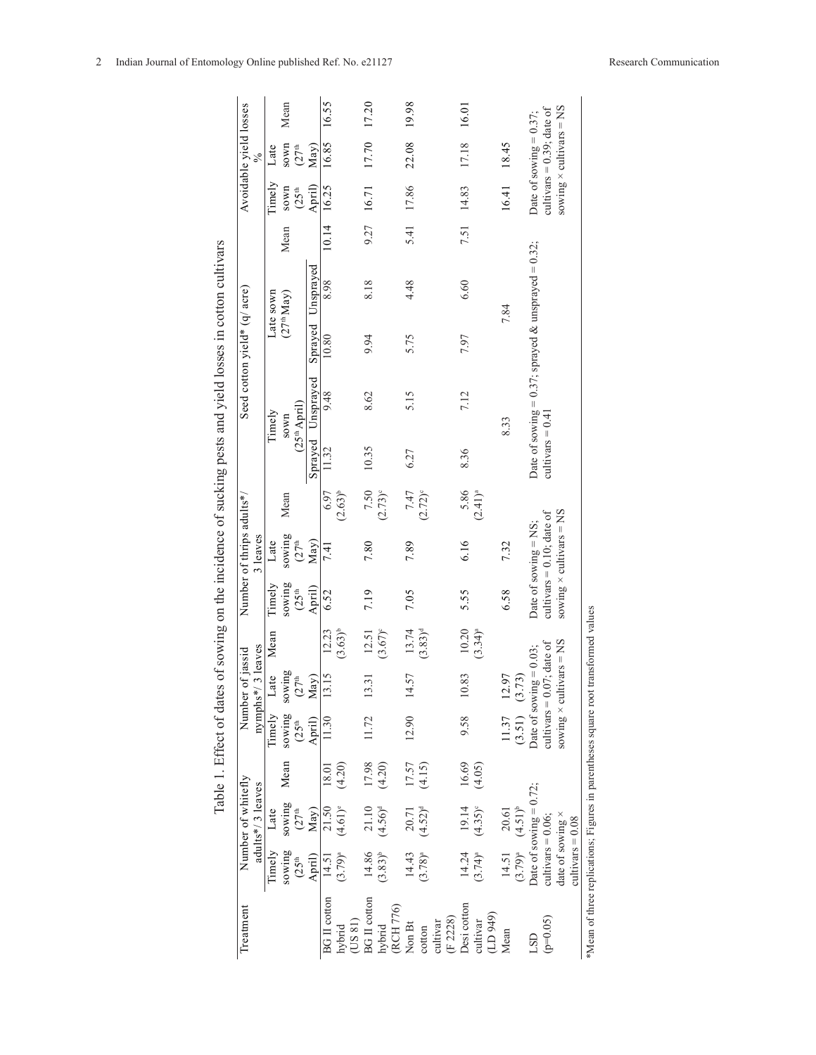Table 1. Effect of dates of sowing on the incidence of sucking pests and yield losses in cotton cultivars

| Treatment | Number of whitefly adults*/ 3 leaves | | | Number of jassid nymphs*/ 3 leaves | | | Number of thrips adults*/ 3 leaves | | | Seed cotton yield* (q/ acre) | | | | | Avoidable yield losses % | | |
|---|---|---|---|---|---|---|---|---|---|---|---|---|---|---|---|---|---|
| | Timely sowing (25th April) | Late sowing (27th May) | Mean | Timely sowing (25th April) | Late sowing (27th May) | Mean | Timely sowing (25th April) | Late sowing (27th May) | Mean | Timely sown (25th April) | | Late sown (27th May) | | Mean | Timely sown (25th April) | Late sown (27th May) | Mean |
| | | | | | | | | | | Sprayed | Unsprayed | Sprayed | Unsprayed | | | | |
| BG II cotton hybrid (US 81) | 14.51 (3.79)[a] | 21.50 (4.61)[e] | 18.01 (4.20) | 11.30 | 13.15 | 12.23 (3.63)[b] | 6.52 | 7.41 | 6.97 (2.63)[b] | 11.32 | 9.48 | 10.80 | 8.98 | 10.14 | 16.25 | 16.85 | 16.55 |
| BG II cotton hybrid (RCH 776) | 14.86 (3.83)[b] | 21.10 (4.56)[d] | 17.98 (4.20) | 11.72 | 13.31 | 12.51 (3.67)[c] | 7.19 | 7.80 | 7.50 (2.73)[c] | 10.35 | 8.62 | 9.94 | 8.18 | 9.27 | 16.71 | 17.70 | 17.20 |
| Non Bt cotton cultivar (F 2228) | 14.43 (3.78)[a] | 20.71 (4.52)[d] | 17.57 (4.15) | 12.90 | 14.57 | 13.74 (3.83)[d] | 7.05 | 7.89 | 7.47 (2.72)[c] | 6.27 | 5.15 | 5.75 | 4.48 | 5.41 | 17.86 | 22.08 | 19.98 |
| Desi cotton cultivar (LD 949) | 14.24 (3.74)[a] | 19.14 (4.35)[c] | 16.69 (4.05) | 9.58 | 10.83 | 10.20 (3.34)[a] | 5.55 | 6.16 | 5.86 (2.41)[a] | 8.36 | 7.12 | 7.97 | 6.60 | 7.51 | 14.83 | 17.18 | 16.01 |
| Mean | 14.51 (3.79)[a] | 20.61 (4.51)[b] | | 11.37 (3.51) | 12.97 (3.73) | | 6.58 | 7.32 | | | 8.33 | | 7.84 | | 16.41 | 18.45 | |
| LSD (p=0.05) | Date of sowing = 0.72; cultivars = 0.06; date of sowing × cultivars = 0.08 | | | Date of sowing = 0.03; cultivars = 0.07; date of sowing × cultivars = NS | | | Date of sowing = NS; cultivars = 0.10; date of sowing × cultivars = NS | | | Date of sowing = 0.37; sprayed & unsprayed = 0.32; cultivars = 0.41 | | | | | Date of sowing = 0.37; cultivars = 0.39; date of sowing × cultivars = NS | | |

*Mean of three replications; Figures in parentheses square root transformed values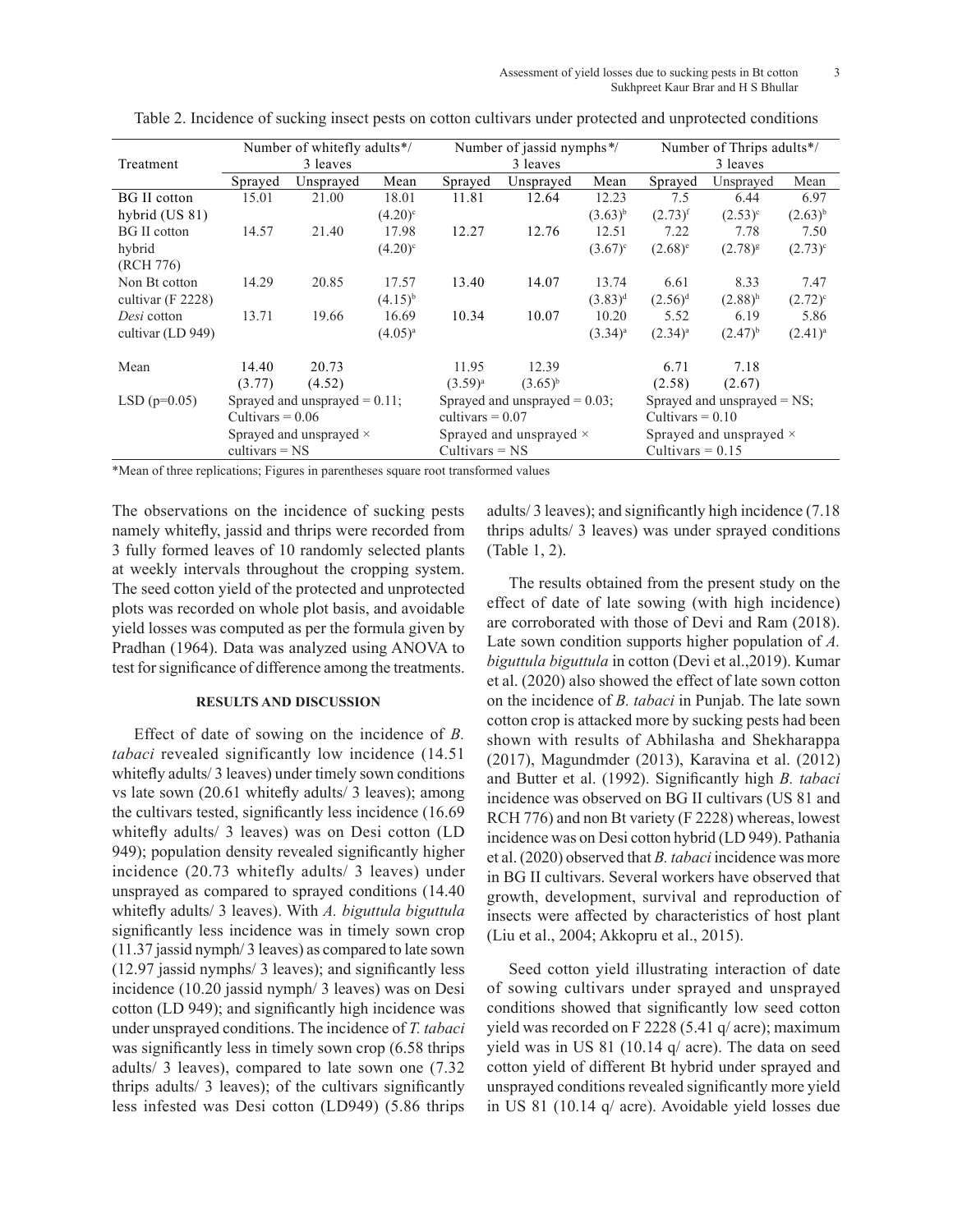Table 2. Incidence of sucking insect pests on cotton cultivars under protected and unprotected conditions

| Treatment | Number of whitefly adults*/ 3 leaves | | | Number of jassid nymphs*/ 3 leaves | | | Number of Thrips adults*/ 3 leaves | | |
|---|---|---|---|---|---|---|---|---|---|
| | Sprayed | Unsprayed | Mean | Sprayed | Unsprayed | Mean | Sprayed | Unsprayed | Mean |
| BG II cotton hybrid (US 81) | 15.01 | 21.00 | 18.01 $(4.20)^{c}$ | 11.81 | 12.64 | 12.23 $(3.63)^{b}$ | 7.5 $(2.73)^{f}$ | 6.44 $(2.53)^{c}$ | 6.97 $(2.63)^{b}$ |
| BG II cotton hybrid (RCH 776) | 14.57 | 21.40 | 17.98 $(4.20)^{c}$ | 12.27 | 12.76 | 12.51 $(3.67)^{c}$ | 7.22 $(2.68)^{e}$ | 7.78 $(2.78)^{g}$ | 7.50 $(2.73)^{c}$ |
| Non Bt cotton cultivar (F 2228) | 14.29 | 20.85 | 17.57 $(4.15)^{b}$ | 13.40 | 14.07 | 13.74 $(3.83)^{d}$ | 6.61 $(2.56)^{d}$ | 8.33 $(2.88)^{h}$ | 7.47 $(2.72)^{c}$ |
| *Desi* cotton cultivar (LD 949) | 13.71 | 19.66 | 16.69 $(4.05)^{a}$ | 10.34 | 10.07 | 10.20 $(3.34)^{a}$ | 5.52 $(2.34)^{a}$ | 6.19 $(2.47)^{b}$ | 5.86 $(2.41)^{a}$ |
| Mean | 14.40 (3.77) | 20.73 (4.52) | | 11.95 $(3.59)^{a}$ | 12.39 $(3.65)^{b}$ | | 6.71 (2.58) | 7.18 (2.67) | |
| LSD (p=0.05) | Sprayed and unsprayed = 0.11; Cultivars = 0.06 Sprayed and unsprayed × cultivars = NS | | | Sprayed and unsprayed = 0.03; cultivars = 0.07 Sprayed and unsprayed × Cultivars = NS | | | Sprayed and unsprayed = NS; Cultivars = 0.10 Sprayed and unsprayed × Cultivars = 0.15 | | |

*Mean of three replications; Figures in parentheses square root transformed values

The observations on the incidence of sucking pests namely whitefly, jassid and thrips were recorded from 3 fully formed leaves of 10 randomly selected plants at weekly intervals throughout the cropping system. The seed cotton yield of the protected and unprotected plots was recorded on whole plot basis, and avoidable yield losses was computed as per the formula given by Pradhan (1964). Data was analyzed using ANOVA to test for significance of difference among the treatments.

## RESULTS AND DISCUSSION

Effect of date of sowing on the incidence of *B. tabaci* revealed significantly low incidence (14.51 whitefly adults/ 3 leaves) under timely sown conditions vs late sown (20.61 whitefly adults/ 3 leaves); among the cultivars tested, significantly less incidence (16.69 whitefly adults/ 3 leaves) was on Desi cotton (LD 949); population density revealed significantly higher incidence (20.73 whitefly adults/ 3 leaves) under unsprayed as compared to sprayed conditions (14.40 whitefly adults/ 3 leaves). With *A. biguttula biguttula* significantly less incidence was in timely sown crop (11.37 jassid nymph/ 3 leaves) as compared to late sown (12.97 jassid nymphs/ 3 leaves); and significantly less incidence (10.20 jassid nymph/ 3 leaves) was on Desi cotton (LD 949); and significantly high incidence was under unsprayed conditions. The incidence of *T. tabaci* was significantly less in timely sown crop (6.58 thrips adults/ 3 leaves), compared to late sown one (7.32 thrips adults/ 3 leaves); of the cultivars significantly less infested was Desi cotton (LD949) (5.86 thrips adults/ 3 leaves); and significantly high incidence (7.18 thrips adults/ 3 leaves) was under sprayed conditions (Table 1, 2).

The results obtained from the present study on the effect of date of late sowing (with high incidence) are corroborated with those of Devi and Ram (2018). Late sown condition supports higher population of *A. biguttula biguttula* in cotton (Devi et al.,2019). Kumar et al. (2020) also showed the effect of late sown cotton on the incidence of *B. tabaci* in Punjab. The late sown cotton crop is attacked more by sucking pests had been shown with results of Abhilasha and Shekharappa (2017), Magundmder (2013), Karavina et al. (2012) and Butter et al. (1992). Significantly high *B. tabaci* incidence was observed on BG II cultivars (US 81 and RCH 776) and non Bt variety (F 2228) whereas, lowest incidence was on Desi cotton hybrid (LD 949). Pathania et al. (2020) observed that *B. tabaci* incidence was more in BG II cultivars. Several workers have observed that growth, development, survival and reproduction of insects were affected by characteristics of host plant (Liu et al., 2004; Akkopru et al., 2015).

Seed cotton yield illustrating interaction of date of sowing cultivars under sprayed and unsprayed conditions showed that significantly low seed cotton yield was recorded on F 2228 (5.41 q/ acre); maximum yield was in US 81 (10.14 q/ acre). The data on seed cotton yield of different Bt hybrid under sprayed and unsprayed conditions revealed significantly more yield in US 81 (10.14 q/ acre). Avoidable yield losses due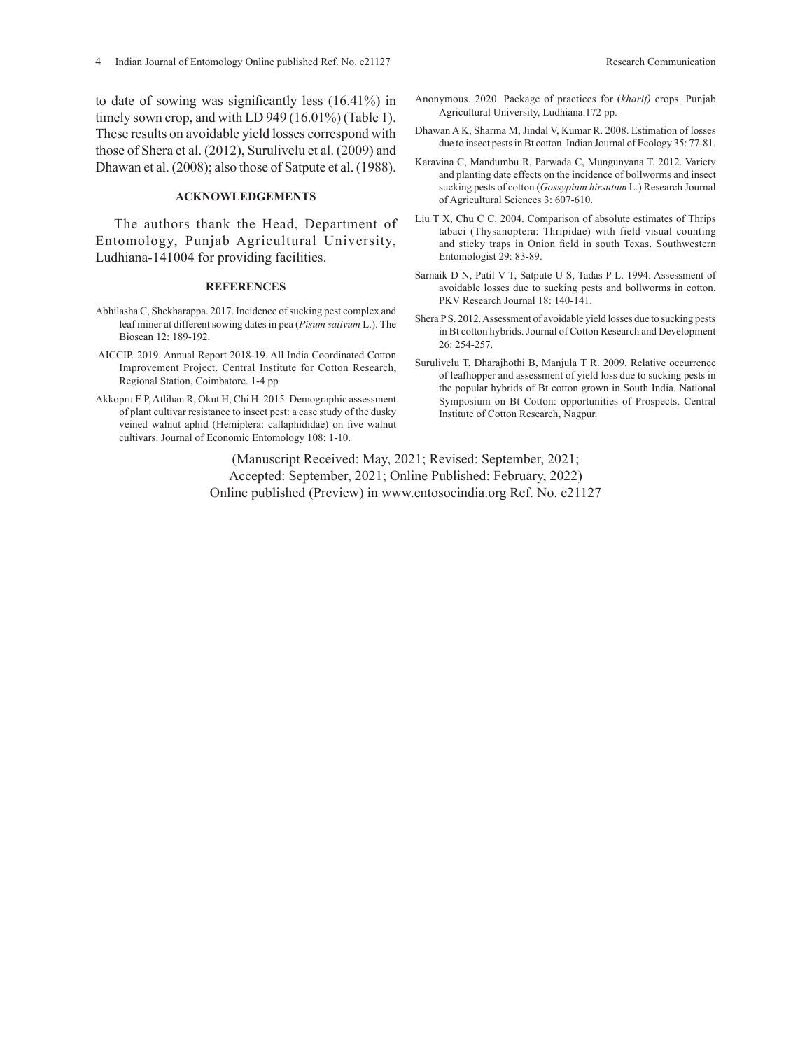to date of sowing was significantly less (16.41%) in timely sown crop, and with LD 949 (16.01%) (Table 1). These results on avoidable yield losses correspond with those of Shera et al. (2012), Surulivelu et al. (2009) and Dhawan et al. (2008); also those of Satpute et al. (1988).

## ACKNOWLEDGEMENTS

The authors thank the Head, Department of Entomology, Punjab Agricultural University, Ludhiana-141004 for providing facilities.

## REFERENCES

Abhilasha C, Shekharappa. 2017. Incidence of sucking pest complex and leaf miner at different sowing dates in pea (*Pisum sativum* L.). The Bioscan 12: 189-192.

AICCIP. 2019. Annual Report 2018-19. All India Coordinated Cotton Improvement Project. Central Institute for Cotton Research, Regional Station, Coimbatore. 1-4 pp

Akkopru E P, Atlihan R, Okut H, Chi H. 2015. Demographic assessment of plant cultivar resistance to insect pest: a case study of the dusky veined walnut aphid (Hemiptera: callaphididae) on five walnut cultivars. Journal of Economic Entomology 108: 1-10.

Anonymous. 2020. Package of practices for (*kharif)* crops. Punjab Agricultural University, Ludhiana.172 pp.

Dhawan A K, Sharma M, Jindal V, Kumar R. 2008. Estimation of losses due to insect pests in Bt cotton. Indian Journal of Ecology 35: 77-81.

Karavina C, Mandumbu R, Parwada C, Mungunyana T. 2012. Variety and planting date effects on the incidence of bollworms and insect sucking pests of cotton (*Gossypium hirsutum* L.) Research Journal of Agricultural Sciences 3: 607-610.

Liu T X, Chu C C. 2004. Comparison of absolute estimates of Thrips tabaci (Thysanoptera: Thripidae) with field visual counting and sticky traps in Onion field in south Texas. Southwestern Entomologist 29: 83-89.

Sarnaik D N, Patil V T, Satpute U S, Tadas P L. 1994. Assessment of avoidable losses due to sucking pests and bollworms in cotton. PKV Research Journal 18: 140-141.

Shera P S. 2012. Assessment of avoidable yield losses due to sucking pests in Bt cotton hybrids. Journal of Cotton Research and Development 26: 254-257.

Surulivelu T, Dharajhothi B, Manjula T R. 2009. Relative occurrence of leafhopper and assessment of yield loss due to sucking pests in the popular hybrids of Bt cotton grown in South India. National Symposium on Bt Cotton: opportunities of Prospects. Central Institute of Cotton Research, Nagpur.

(Manuscript Received: May, 2021; Revised: September, 2021;
Accepted: September, 2021; Online Published: February, 2022)
Online published (Preview) in www.entosocindia.org Ref. No. e21127